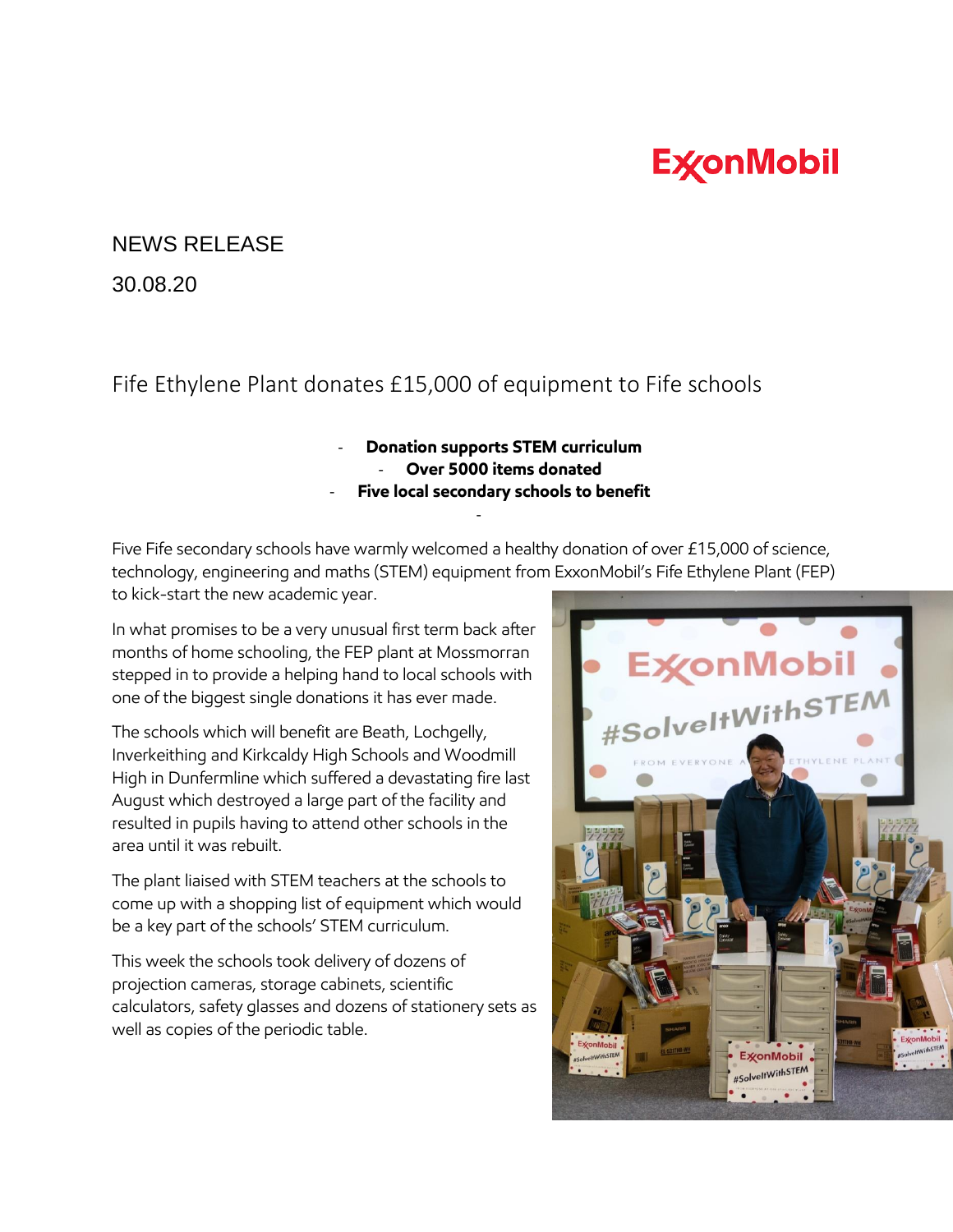ExxonMobil

NEWS RELEASE

30.08.20

# Fife Ethylene Plant donates £15,000 of equipment to Fife schools

- **Donation supports STEM curriculum**
- **Over 5000 items donated**
- **Five local secondary schools to benefit**

Five Fife secondary schools have warmly welcomed a healthy donation of over £15,000 of science, technology, engineering and maths (STEM) equipment from ExxonMobil's Fife Ethylene Plant (FEP) to kick-start the new academic year.

In what promises to be a very unusual first term back after months of home schooling, the FEP plant at Mossmorran stepped in to provide a helping hand to local schools with one of the biggest single donations it has ever made.

The schools which will benefit are Beath, Lochgelly, Inverkeithing and Kirkcaldy High Schools and Woodmill High in Dunfermline which suffered a devastating fire last August which destroyed a large part of the facility and resulted in pupils having to attend other schools in the area until it was rebuilt.

The plant liaised with STEM teachers at the schools to come up with a shopping list of equipment which would be a key part of the schools' STEM curriculum.

This week the schools took delivery of dozens of projection cameras, storage cabinets, scientific calculators, safety glasses and dozens of stationery sets as well as copies of the periodic table.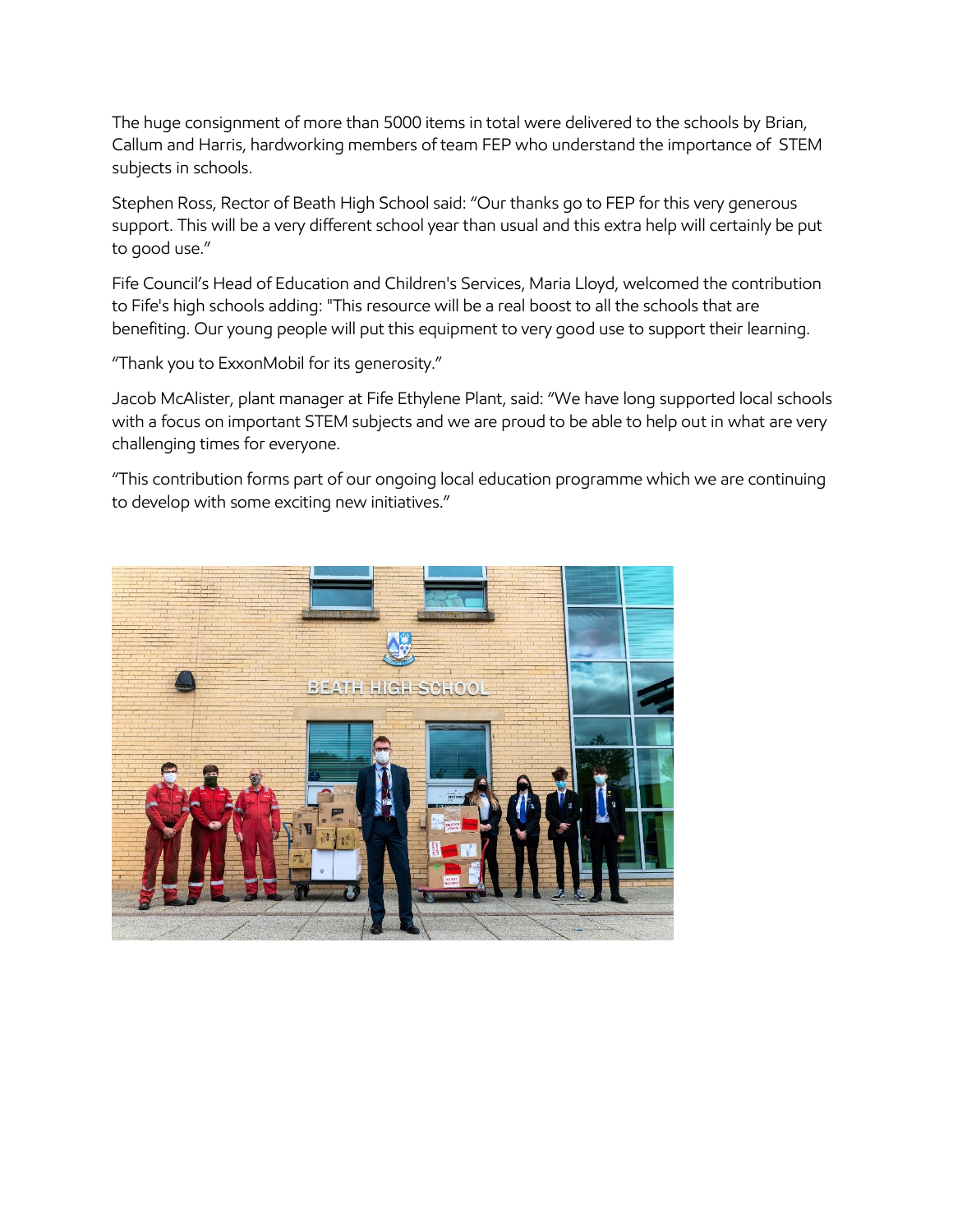The huge consignment of more than 5000 items in total were delivered to the schools by Brian, Callum and Harris, hardworking members of team FEP who understand the importance of STEM subjects in schools.

Stephen Ross, Rector of Beath High School said: "Our thanks go to FEP for this very generous support. This will be a very different school year than usual and this extra help will certainly be put to good use."

Fife Council's Head of Education and Children's Services, Maria Lloyd, welcomed the contribution to Fife's high schools adding: "This resource will be a real boost to all the schools that are benefiting. Our young people will put this equipment to very good use to support their learning.

"Thank you to ExxonMobil for its generosity."

Jacob McAlister, plant manager at Fife Ethylene Plant, said: "We have long supported local schools with a focus on important STEM subjects and we are proud to be able to help out in what are very challenging times for everyone.

"This contribution forms part of our ongoing local education programme which we are continuing to develop with some exciting new initiatives."